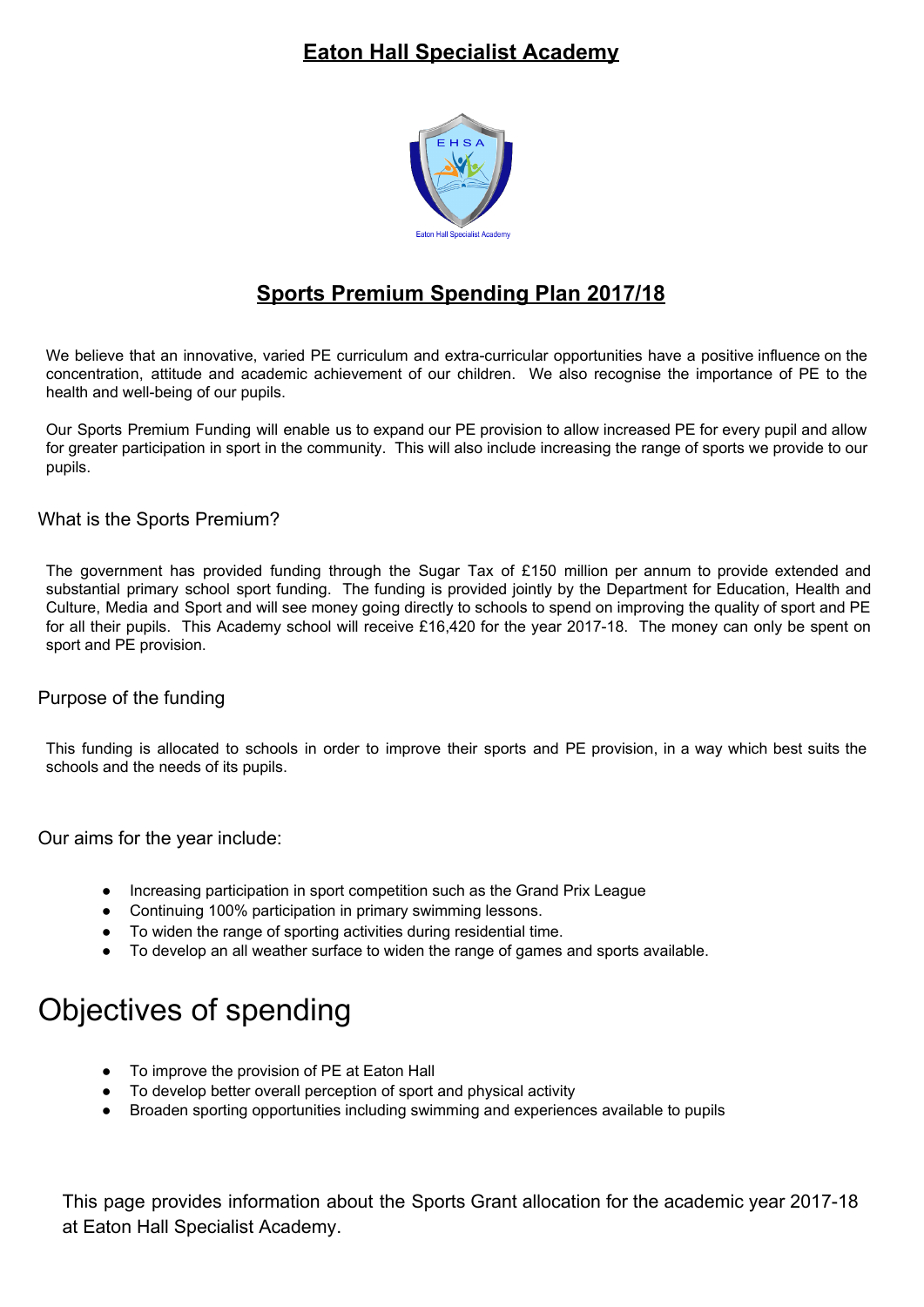# **Eaton Hall Specialist Academy**

## **Sports Premium Spending Plan 2017/18**

We believe that an innovative, varied PE curriculum and extra-curricular opportunities have a positive influence on the concentration, attitude and academic achievement of our children. We also recognise the importance of PE to the health and well-being of our pupils.

Our Sports Premium Funding will enable us to expand our PE provision to allow increased PE for every pupil and allow for greater participation in sport in the community. This will also include increasing the range of sports we provide to our pupils.

### What is the Sports Premium?

The government has provided funding through the Sugar Tax of £150 million per annum to provide extended and substantial primary school sport funding. The funding is provided jointly by the Department for Education, Health and Culture, Media and Sport and will see money going directly to schools to spend on improving the quality of sport and PE for all their pupils. This Academy school will receive £16,420 for the year 2017-18. The money can only be spent on sport and PE provision.

### Purpose of the funding

This funding is allocated to schools in order to improve their sports and PE provision, in a way which best suits the schools and the needs of its pupils.

### Our aims for the year include:

- Increasing participation in sport competition such as the Grand Prix League
- Continuing 100% participation in primary swimming lessons.
- To widen the range of sporting activities during residential time.
- To develop an all weather surface to widen the range of games and sports available.

# Objectives of spending

- To improve the provision of PE at Eaton Hall
- To develop better overall perception of sport and physical activity
- Broaden sporting opportunities including swimming and experiences available to pupils

This page provides information about the Sports Grant allocation for the academic year 2017-18 at Eaton Hall Specialist Academy.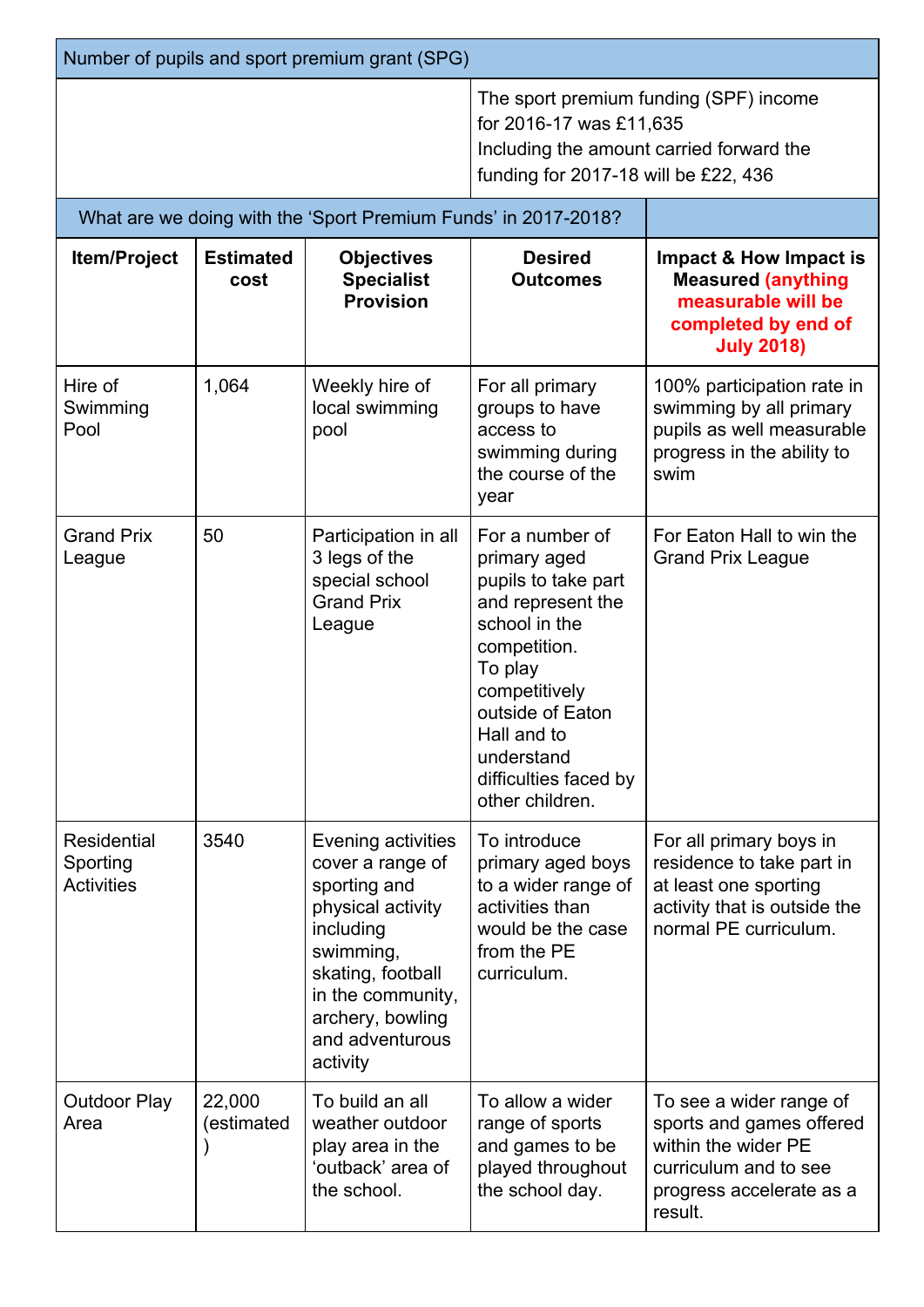| Number of pupils and sport premium grant (SPG) | | | | |
|---|---|---|---|---|
| | | | The sport premium funding (SPF) income for 2016-17 was £11,635<br>Including the amount carried forward the funding for 2017-18 will be £22, 436 | |
| What are we doing with the 'Sport Premium Funds' in 2017-2018? | | | | |
| **Item/Project** | **Estimated cost** | **Objectives Specialist Provision** | **Desired Outcomes** | **Impact & How Impact is Measured (anything measurable will be completed by end of July 2018)** |
| Hire of Swimming Pool | 1,064 | Weekly hire of local swimming pool | For all primary groups to have access to swimming during the course of the year | 100% participation rate in swimming by all primary pupils as well measurable progress in the ability to swim |
| Grand Prix League | 50 | Participation in all 3 legs of the special school Grand Prix League | For a number of primary aged pupils to take part and represent the school in the competition.<br>To play competitively outside of Eaton Hall and to understand difficulties faced by other children. | For Eaton Hall to win the Grand Prix League |
| Residential Sporting Activities | 3540 | Evening activities cover a range of sporting and physical activity including swimming, skating, football in the community, archery, bowling and adventurous activity | To introduce primary aged boys to a wider range of activities than would be the case from the PE curriculum. | For all primary boys in residence to take part in at least one sporting activity that is outside the normal PE curriculum. |
| Outdoor Play Area | 22,000 (estimated) | To build an all weather outdoor play area in the 'outback' area of the school. | To allow a wider range of sports and games to be played throughout the school day. | To see a wider range of sports and games offered within the wider PE curriculum and to see progress accelerate as a result. |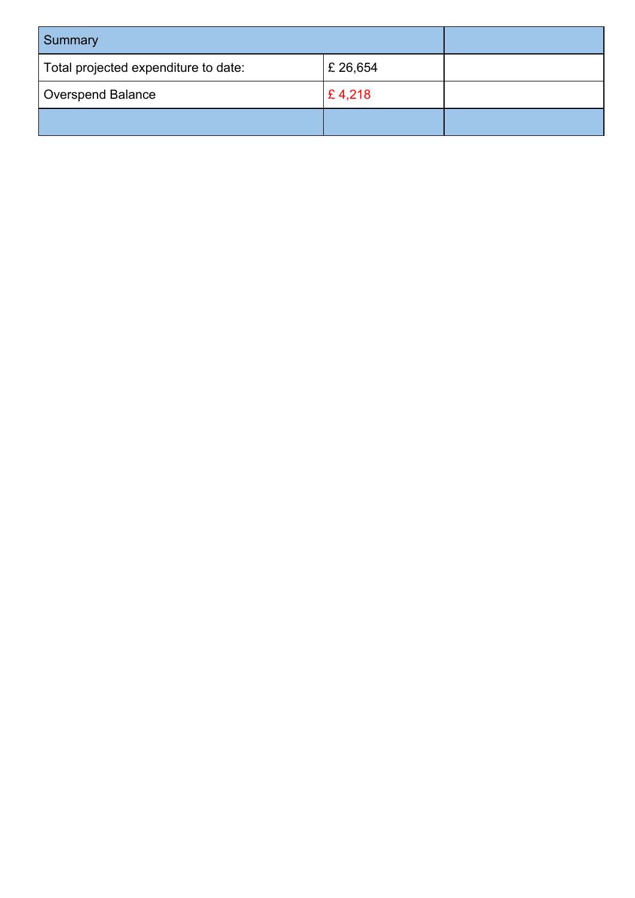| Summary | | |
|---|---|---|
| Total projected expenditure to date: | £ 26,654 | |
| Overspend Balance | £ 4,218 | |
| | | |